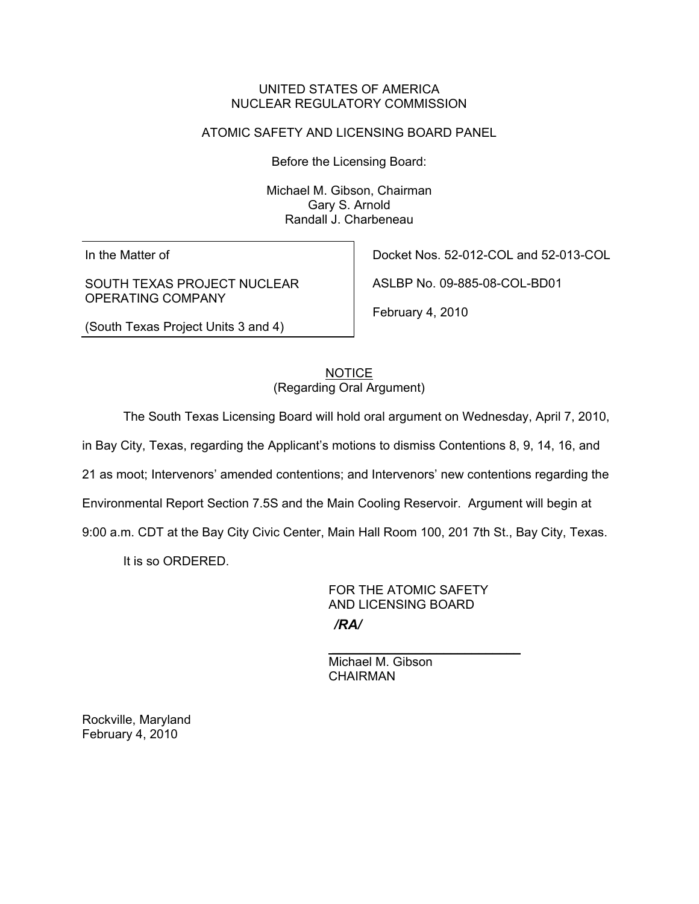UNITED STATES OF AMERICA
NUCLEAR REGULATORY COMMISSION

ATOMIC SAFETY AND LICENSING BOARD PANEL

Before the Licensing Board:

Michael M. Gibson, Chairman
Gary S. Arnold
Randall J. Charbeneau

| In the Matter of | Docket Nos. 52-012-COL and 52-013-COL |
|---|---|
| SOUTH TEXAS PROJECT NUCLEAR OPERATING COMPANY | ASLBP No. 09-885-08-COL-BD01 |
| (South Texas Project Units 3 and 4) | February 4, 2010 |

NOTICE
(Regarding Oral Argument)

The South Texas Licensing Board will hold oral argument on Wednesday, April 7, 2010, in Bay City, Texas, regarding the Applicant's motions to dismiss Contentions 8, 9, 14, 16, and 21 as moot; Intervenors' amended contentions; and Intervenors' new contentions regarding the Environmental Report Section 7.5S and the Main Cooling Reservoir. Argument will begin at 9:00 a.m. CDT at the Bay City Civic Center, Main Hall Room 100, 201 7th St., Bay City, Texas.

It is so ORDERED.

FOR THE ATOMIC SAFETY
AND LICENSING BOARD

*/RA/*

Michael M. Gibson
CHAIRMAN

Rockville, Maryland
February 4, 2010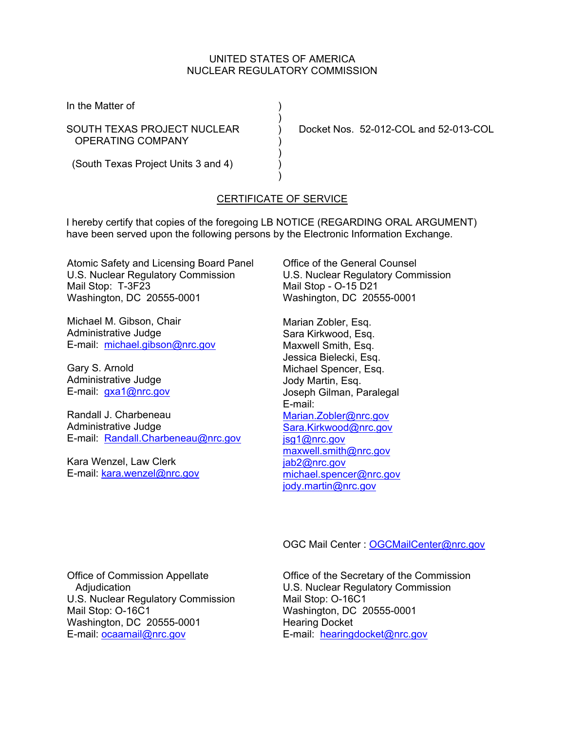UNITED STATES OF AMERICA
NUCLEAR REGULATORY COMMISSION

In the Matter of

SOUTH TEXAS PROJECT NUCLEAR OPERATING COMPANY

(South Texas Project Units 3 and 4)

Docket Nos. 52-012-COL and 52-013-COL

## CERTIFICATE OF SERVICE

I hereby certify that copies of the foregoing LB NOTICE (REGARDING ORAL ARGUMENT) have been served upon the following persons by the Electronic Information Exchange.

Atomic Safety and Licensing Board Panel
U.S. Nuclear Regulatory Commission
Mail Stop: T-3F23
Washington, DC 20555-0001

Michael M. Gibson, Chair
Administrative Judge
E-mail: michael.gibson@nrc.gov

Gary S. Arnold
Administrative Judge
E-mail: gxa1@nrc.gov

Randall J. Charbeneau
Administrative Judge
E-mail: Randall.Charbeneau@nrc.gov

Kara Wenzel, Law Clerk
E-mail: kara.wenzel@nrc.gov

Office of the General Counsel
U.S. Nuclear Regulatory Commission
Mail Stop - O-15 D21
Washington, DC 20555-0001

Marian Zobler, Esq.
Sara Kirkwood, Esq.
Maxwell Smith, Esq.
Jessica Bielecki, Esq.
Michael Spencer, Esq.
Jody Martin, Esq.
Joseph Gilman, Paralegal
E-mail:
Marian.Zobler@nrc.gov
Sara.Kirkwood@nrc.gov
jsg1@nrc.gov
maxwell.smith@nrc.gov
jab2@nrc.gov
michael.spencer@nrc.gov
jody.martin@nrc.gov

OGC Mail Center : OGCMailCenter@nrc.gov

Office of Commission Appellate Adjudication
U.S. Nuclear Regulatory Commission
Mail Stop: O-16C1
Washington, DC 20555-0001
E-mail: ocaamail@nrc.gov

Office of the Secretary of the Commission
U.S. Nuclear Regulatory Commission
Mail Stop: O-16C1
Washington, DC 20555-0001
Hearing Docket
E-mail: hearingdocket@nrc.gov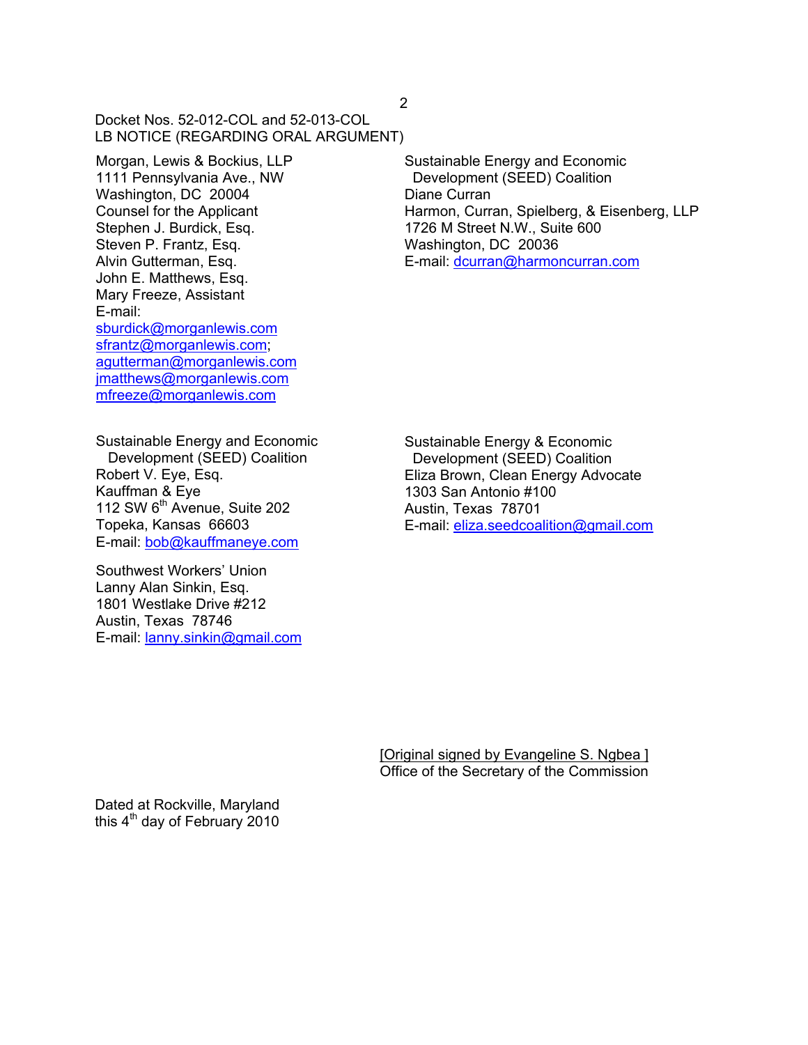Docket Nos. 52-012-COL and 52-013-COL
LB NOTICE (REGARDING ORAL ARGUMENT)

Morgan, Lewis & Bockius, LLP
1111 Pennsylvania Ave., NW
Washington, DC 20004
Counsel for the Applicant
Stephen J. Burdick, Esq.
Steven P. Frantz, Esq.
Alvin Gutterman, Esq.
John E. Matthews, Esq.
Mary Freeze, Assistant
E-mail:
sburdick@morganlewis.com
sfrantz@morganlewis.com;
agutterman@morganlewis.com
jmatthews@morganlewis.com
mfreeze@morganlewis.com

Sustainable Energy and Economic Development (SEED) Coalition
Diane Curran
Harmon, Curran, Spielberg, & Eisenberg, LLP
1726 M Street N.W., Suite 600
Washington, DC 20036
E-mail: dcurran@harmoncurran.com

Sustainable Energy and Economic Development (SEED) Coalition
Robert V. Eye, Esq.
Kauffman & Eye
112 SW 6th Avenue, Suite 202
Topeka, Kansas 66603
E-mail: bob@kauffmaneye.com

Sustainable Energy & Economic Development (SEED) Coalition
Eliza Brown, Clean Energy Advocate
1303 San Antonio #100
Austin, Texas 78701
E-mail: eliza.seedcoalition@gmail.com

Southwest Workers' Union
Lanny Alan Sinkin, Esq.
1801 Westlake Drive #212
Austin, Texas 78746
E-mail: lanny.sinkin@gmail.com

[Original signed by Evangeline S. Ngbea ]
Office of the Secretary of the Commission

Dated at Rockville, Maryland
this 4th day of February 2010